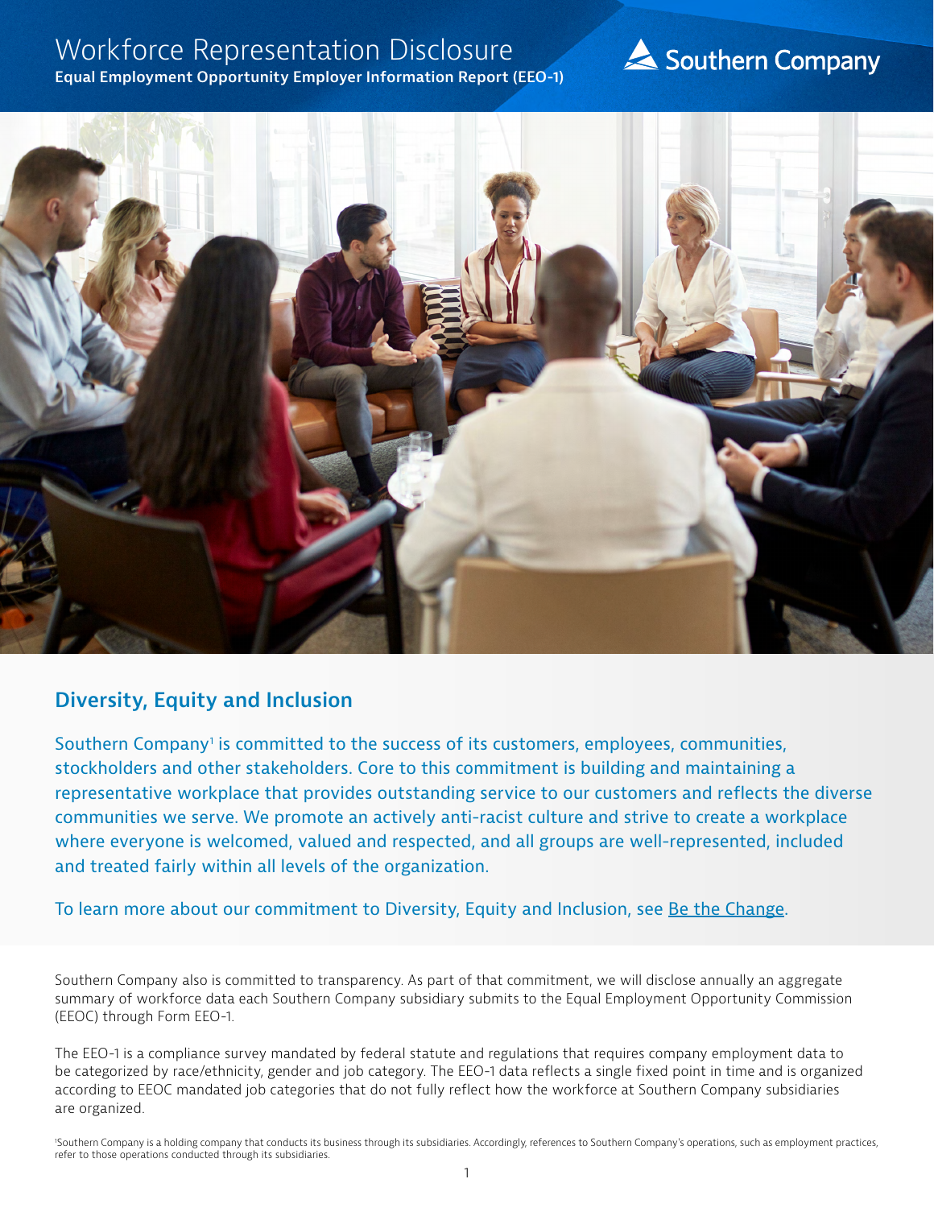# Workforce Representation Disclosure

**Equal Employment Opportunity Employer Information Report (EEO-1)**

Southern Company

## Diversity, Equity and Inclusion

Southern Company[1] is committed to the success of its customers, employees, communities, stockholders and other stakeholders. Core to this commitment is building and maintaining a representative workplace that provides outstanding service to our customers and reflects the diverse communities we serve. We promote an actively anti-racist culture and strive to create a workplace where everyone is welcomed, valued and respected, and all groups are well-represented, included and treated fairly within all levels of the organization.

To learn more about our commitment to Diversity, Equity and Inclusion, see Be the Change.

Southern Company also is committed to transparency. As part of that commitment, we will disclose annually an aggregate summary of workforce data each Southern Company subsidiary submits to the Equal Employment Opportunity Commission (EEOC) through Form EEO-1.

The EEO-1 is a compliance survey mandated by federal statute and regulations that requires company employment data to be categorized by race/ethnicity, gender and job category. The EEO-1 data reflects a single fixed point in time and is organized according to EEOC mandated job categories that do not fully reflect how the workforce at Southern Company subsidiaries are organized.

[1]Southern Company is a holding company that conducts its business through its subsidiaries. Accordingly, references to Southern Company's operations, such as employment practices, refer to those operations conducted through its subsidiaries.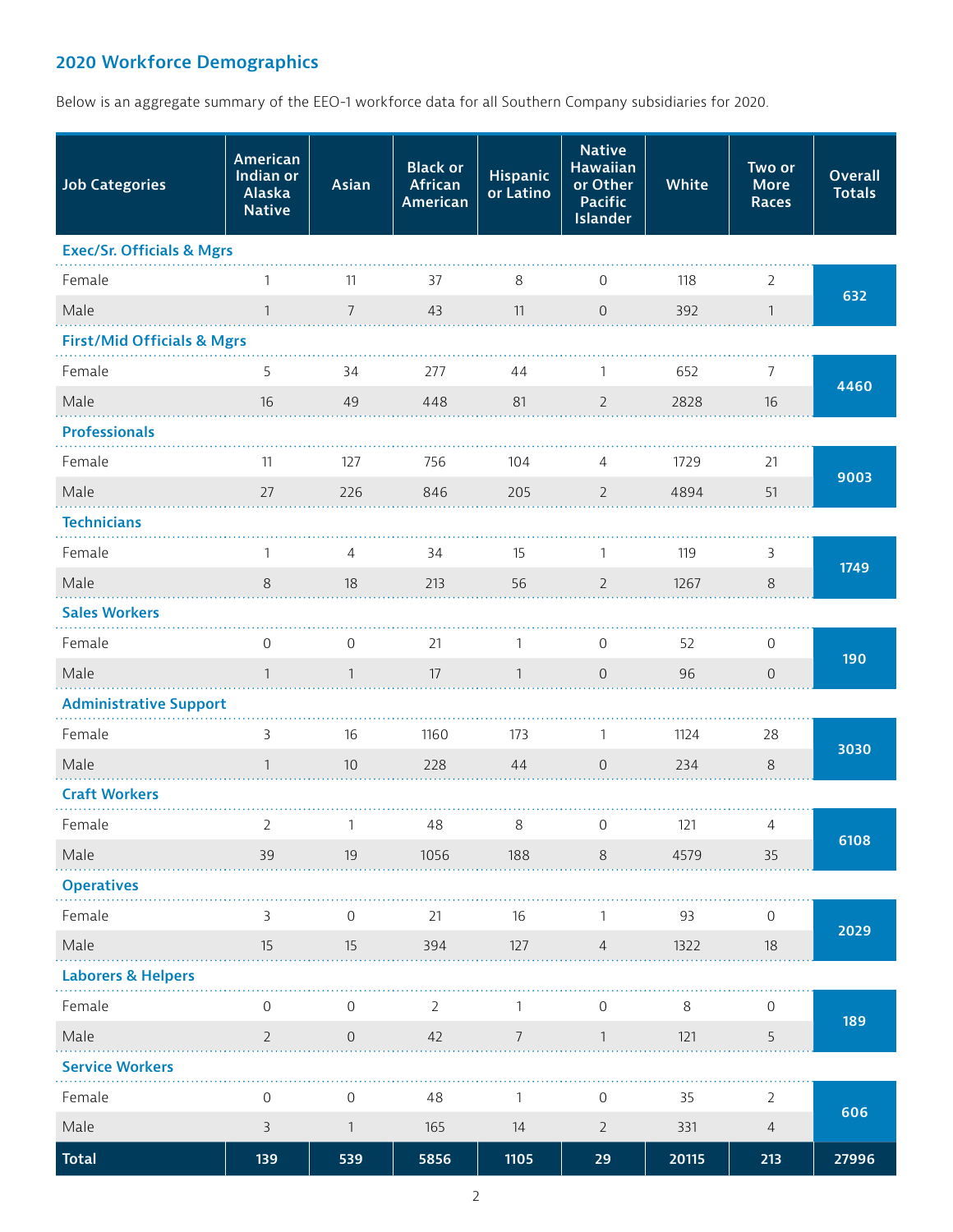## 2020 Workforce Demographics

Below is an aggregate summary of the EEO-1 workforce data for all Southern Company subsidiaries for 2020.

| Job Categories | American Indian or Alaska Native | Asian | Black or African American | Hispanic or Latino | Native Hawaiian or Other Pacific Islander | White | Two or More Races | Overall Totals |
|---|---|---|---|---|---|---|---|---|
| **Exec/Sr. Officials & Mgrs** | | | | | | | | |
| Female | 1 | 11 | 37 | 8 | 0 | 118 | 2 | 632 |
| Male | 1 | 7 | 43 | 11 | 0 | 392 | 1 | |
| **First/Mid Officials & Mgrs** | | | | | | | | |
| Female | 5 | 34 | 277 | 44 | 1 | 652 | 7 | 4460 |
| Male | 16 | 49 | 448 | 81 | 2 | 2828 | 16 | |
| **Professionals** | | | | | | | | |
| Female | 11 | 127 | 756 | 104 | 4 | 1729 | 21 | 9003 |
| Male | 27 | 226 | 846 | 205 | 2 | 4894 | 51 | |
| **Technicians** | | | | | | | | |
| Female | 1 | 4 | 34 | 15 | 1 | 119 | 3 | 1749 |
| Male | 8 | 18 | 213 | 56 | 2 | 1267 | 8 | |
| **Sales Workers** | | | | | | | | |
| Female | 0 | 0 | 21 | 1 | 0 | 52 | 0 | 190 |
| Male | 1 | 1 | 17 | 1 | 0 | 96 | 0 | |
| **Administrative Support** | | | | | | | | |
| Female | 3 | 16 | 1160 | 173 | 1 | 1124 | 28 | 3030 |
| Male | 1 | 10 | 228 | 44 | 0 | 234 | 8 | |
| **Craft Workers** | | | | | | | | |
| Female | 2 | 1 | 48 | 8 | 0 | 121 | 4 | 6108 |
| Male | 39 | 19 | 1056 | 188 | 8 | 4579 | 35 | |
| **Operatives** | | | | | | | | |
| Female | 3 | 0 | 21 | 16 | 1 | 93 | 0 | 2029 |
| Male | 15 | 15 | 394 | 127 | 4 | 1322 | 18 | |
| **Laborers & Helpers** | | | | | | | | |
| Female | 0 | 0 | 2 | 1 | 0 | 8 | 0 | 189 |
| Male | 2 | 0 | 42 | 7 | 1 | 121 | 5 | |
| **Service Workers** | | | | | | | | |
| Female | 0 | 0 | 48 | 1 | 0 | 35 | 2 | 606 |
| Male | 3 | 1 | 165 | 14 | 2 | 331 | 4 | |
| **Total** | **139** | **539** | **5856** | **1105** | **29** | **20115** | **213** | **27996** |